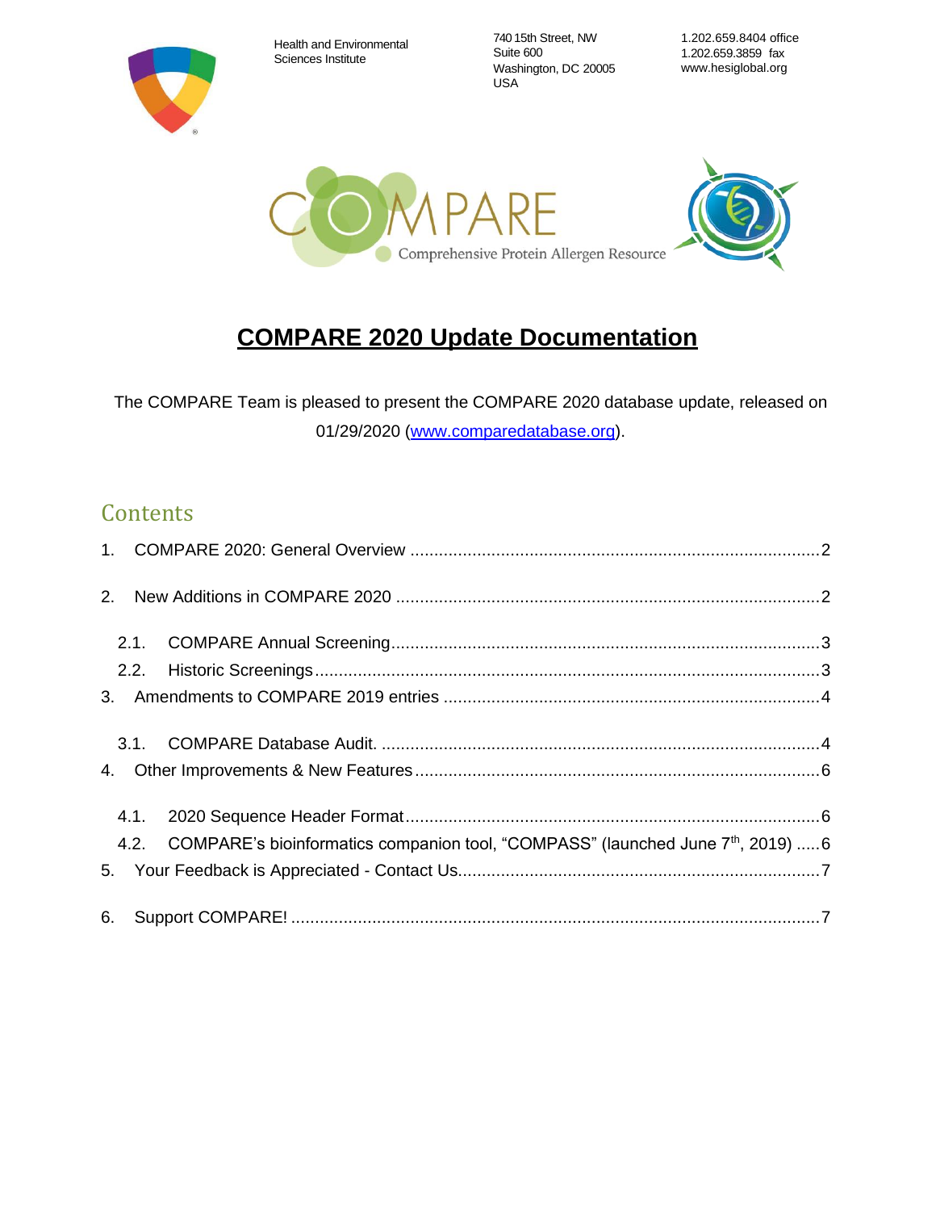Health and Environmental Sciences Institute

740 15th Street, NW
Suite 600
Washington, DC 20005
USA

1.202.659.8404 office
1.202.659.3859 fax
www.hesiglobal.org

COMPARE
Comprehensive Protein Allergen Resource

# COMPARE 2020 Update Documentation

The COMPARE Team is pleased to present the COMPARE 2020 database update, released on 01/29/2020 ([www.comparedatabase.org](www.comparedatabase.org)).

## Contents

1. COMPARE 2020: General Overview ..... 2
2. New Additions in COMPARE 2020 ..... 2
   - 2.1. COMPARE Annual Screening ..... 3
   - 2.2. Historic Screenings ..... 3
3. Amendments to COMPARE 2019 entries ..... 4
   - 3.1. COMPARE Database Audit. ..... 4
4. Other Improvements & New Features ..... 6
   - 4.1. 2020 Sequence Header Format ..... 6
   - 4.2. COMPARE's bioinformatics companion tool, "COMPASS" (launched June 7th, 2019) ..... 6
5. Your Feedback is Appreciated - Contact Us ..... 7
6. Support COMPARE! ..... 7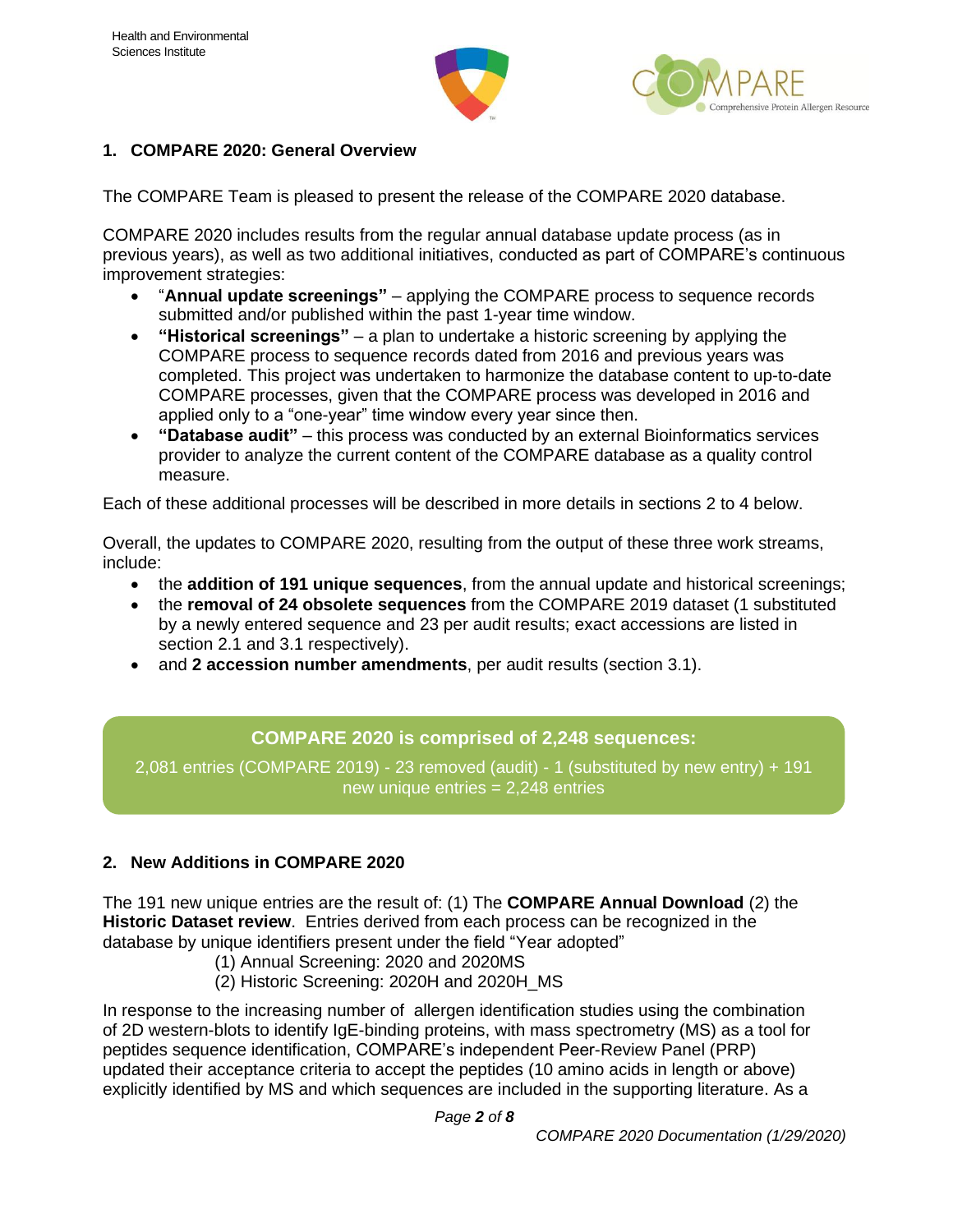## 1. COMPARE 2020: General Overview

The COMPARE Team is pleased to present the release of the COMPARE 2020 database.

COMPARE 2020 includes results from the regular annual database update process (as in previous years), as well as two additional initiatives, conducted as part of COMPARE's continuous improvement strategies:

- "**Annual update screenings"** – applying the COMPARE process to sequence records submitted and/or published within the past 1-year time window.
- **"Historical screenings"** – a plan to undertake a historic screening by applying the COMPARE process to sequence records dated from 2016 and previous years was completed. This project was undertaken to harmonize the database content to up-to-date COMPARE processes, given that the COMPARE process was developed in 2016 and applied only to a "one-year" time window every year since then.
- **"Database audit"** – this process was conducted by an external Bioinformatics services provider to analyze the current content of the COMPARE database as a quality control measure.

Each of these additional processes will be described in more details in sections 2 to 4 below.

Overall, the updates to COMPARE 2020, resulting from the output of these three work streams, include:

- the **addition of 191 unique sequences**, from the annual update and historical screenings;
- the **removal of 24 obsolete sequences** from the COMPARE 2019 dataset (1 substituted by a newly entered sequence and 23 per audit results; exact accessions are listed in section 2.1 and 3.1 respectively).
- and **2 accession number amendments**, per audit results (section 3.1).

**COMPARE 2020 is comprised of 2,248 sequences:**

2,081 entries (COMPARE 2019) - 23 removed (audit) - 1 (substituted by new entry) + 191 new unique entries = 2,248 entries

## 2. New Additions in COMPARE 2020

The 191 new unique entries are the result of: (1) The **COMPARE Annual Download** (2) the **Historic Dataset review**. Entries derived from each process can be recognized in the database by unique identifiers present under the field "Year adopted"

(1) Annual Screening: 2020 and 2020MS
(2) Historic Screening: 2020H and 2020H_MS

In response to the increasing number of allergen identification studies using the combination of 2D western-blots to identify IgE-binding proteins, with mass spectrometry (MS) as a tool for peptides sequence identification, COMPARE's independent Peer-Review Panel (PRP) updated their acceptance criteria to accept the peptides (10 amino acids in length or above) explicitly identified by MS and which sequences are included in the supporting literature. As a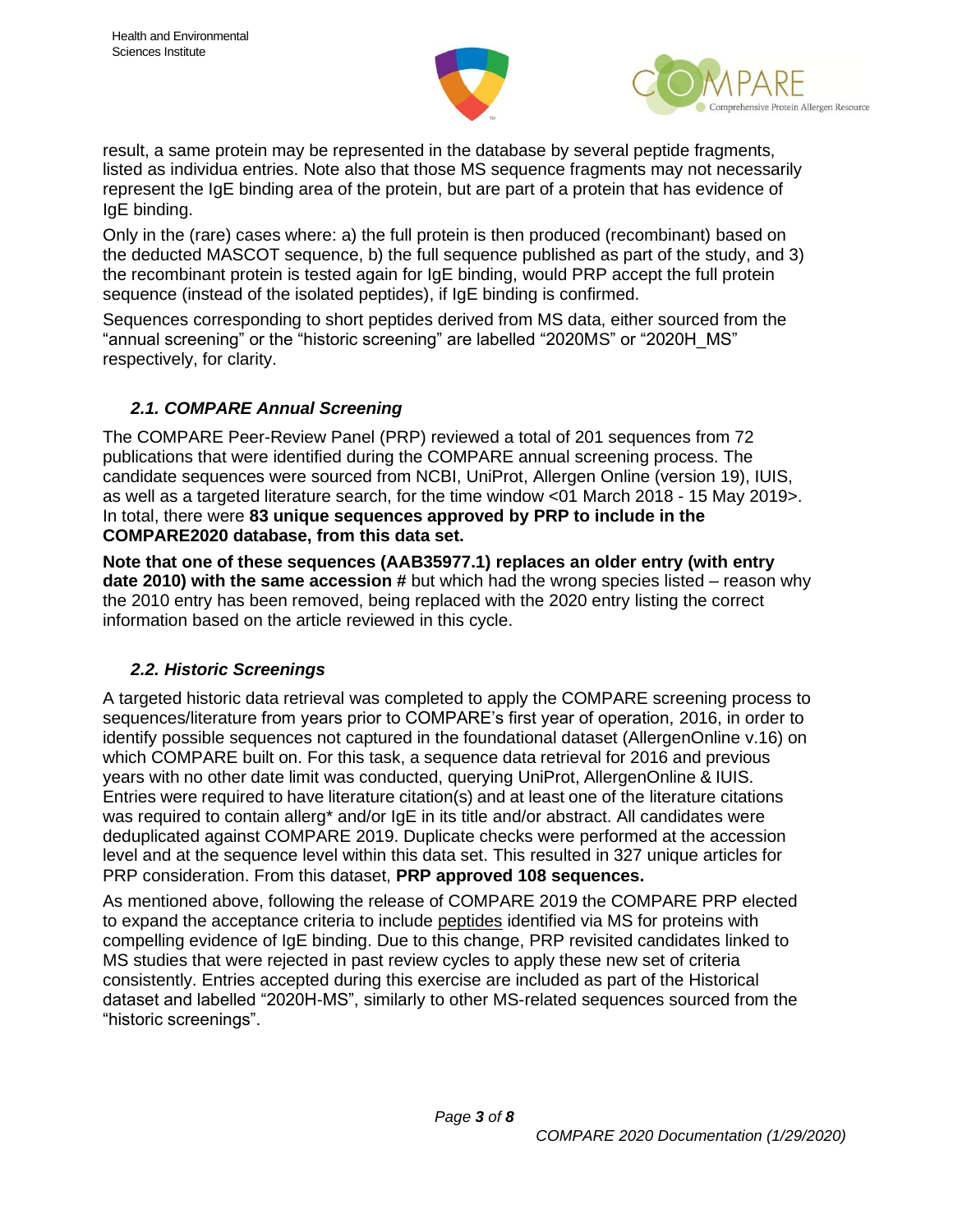result, a same protein may be represented in the database by several peptide fragments, listed as individua entries. Note also that those MS sequence fragments may not necessarily represent the IgE binding area of the protein, but are part of a protein that has evidence of IgE binding.

Only in the (rare) cases where: a) the full protein is then produced (recombinant) based on the deducted MASCOT sequence, b) the full sequence published as part of the study, and 3) the recombinant protein is tested again for IgE binding, would PRP accept the full protein sequence (instead of the isolated peptides), if IgE binding is confirmed.

Sequences corresponding to short peptides derived from MS data, either sourced from the "annual screening" or the "historic screening" are labelled "2020MS" or "2020H_MS" respectively, for clarity.

### *2.1. COMPARE Annual Screening*

The COMPARE Peer-Review Panel (PRP) reviewed a total of 201 sequences from 72 publications that were identified during the COMPARE annual screening process. The candidate sequences were sourced from NCBI, UniProt, Allergen Online (version 19), IUIS, as well as a targeted literature search, for the time window <01 March 2018 - 15 May 2019>. In total, there were **83 unique sequences approved by PRP to include in the COMPARE2020 database, from this data set.**

**Note that one of these sequences (AAB35977.1) replaces an older entry (with entry date 2010) with the same accession #** but which had the wrong species listed – reason why the 2010 entry has been removed, being replaced with the 2020 entry listing the correct information based on the article reviewed in this cycle.

### *2.2. Historic Screenings*

A targeted historic data retrieval was completed to apply the COMPARE screening process to sequences/literature from years prior to COMPARE's first year of operation, 2016, in order to identify possible sequences not captured in the foundational dataset (AllergenOnline v.16) on which COMPARE built on. For this task, a sequence data retrieval for 2016 and previous years with no other date limit was conducted, querying UniProt, AllergenOnline & IUIS. Entries were required to have literature citation(s) and at least one of the literature citations was required to contain allerg* and/or IgE in its title and/or abstract. All candidates were deduplicated against COMPARE 2019. Duplicate checks were performed at the accession level and at the sequence level within this data set. This resulted in 327 unique articles for PRP consideration. From this dataset, **PRP approved 108 sequences.**

As mentioned above, following the release of COMPARE 2019 the COMPARE PRP elected to expand the acceptance criteria to include peptides identified via MS for proteins with compelling evidence of IgE binding. Due to this change, PRP revisited candidates linked to MS studies that were rejected in past review cycles to apply these new set of criteria consistently. Entries accepted during this exercise are included as part of the Historical dataset and labelled "2020H-MS", similarly to other MS-related sequences sourced from the "historic screenings".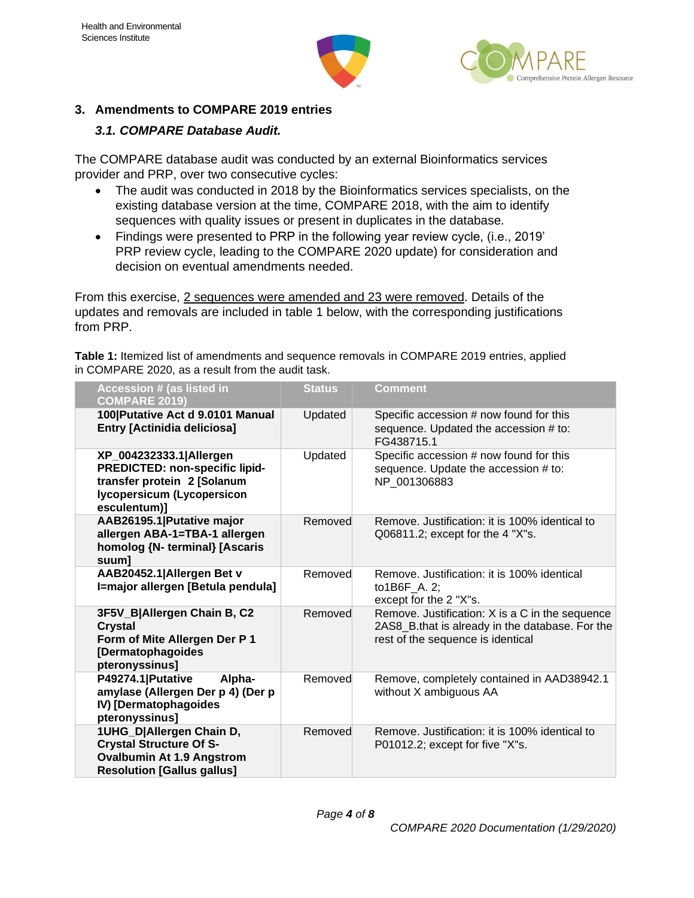## 3. Amendments to COMPARE 2019 entries

### *3.1. COMPARE Database Audit.*

The COMPARE database audit was conducted by an external Bioinformatics services provider and PRP, over two consecutive cycles:

- The audit was conducted in 2018 by the Bioinformatics services specialists, on the existing database version at the time, COMPARE 2018, with the aim to identify sequences with quality issues or present in duplicates in the database.
- Findings were presented to PRP in the following year review cycle, (i.e., 2019' PRP review cycle, leading to the COMPARE 2020 update) for consideration and decision on eventual amendments needed.

From this exercise, 2 sequences were amended and 23 were removed. Details of the updates and removals are included in table 1 below, with the corresponding justifications from PRP.

**Table 1:** Itemized list of amendments and sequence removals in COMPARE 2019 entries, applied in COMPARE 2020, as a result from the audit task.

| Accession # (as listed in COMPARE 2019) | Status | Comment |
|---|---|---|
| **100\|Putative Act d 9.0101 Manual Entry [Actinidia deliciosa]** | Updated | Specific accession # now found for this sequence. Updated the accession # to: FG438715.1 |
| **XP_004232333.1\|Allergen PREDICTED: non-specific lipid-transfer protein 2 [Solanum lycopersicum (Lycopersicon esculentum)]** | Updated | Specific accession # now found for this sequence. Update the accession # to: NP_001306883 |
| **AAB26195.1\|Putative major allergen ABA-1=TBA-1 allergen homolog {N- terminal} [Ascaris suum]** | Removed | Remove. Justification: it is 100% identical to Q06811.2; except for the 4 "X"s. |
| **AAB20452.1\|Allergen Bet v I=major allergen [Betula pendula]** | Removed | Remove. Justification: it is 100% identical to1B6F_A. 2; except for the 2 "X"s. |
| **3F5V_B\|Allergen Chain B, C2 Crystal Form of Mite Allergen Der P 1 [Dermatophagoides pteronyssinus]** | Removed | Remove. Justification: X is a C in the sequence 2AS8_B.that is already in the database. For the rest of the sequence is identical |
| **P49274.1\|Putative Alpha-amylase (Allergen Der p 4) (Der p IV) [Dermatophagoides pteronyssinus]** | Removed | Remove, completely contained in AAD38942.1 without X ambiguous AA |
| **1UHG_D\|Allergen Chain D, Crystal Structure Of S-Ovalbumin At 1.9 Angstrom Resolution [Gallus gallus]** | Removed | Remove. Justification: it is 100% identical to P01012.2; except for five "X"s. |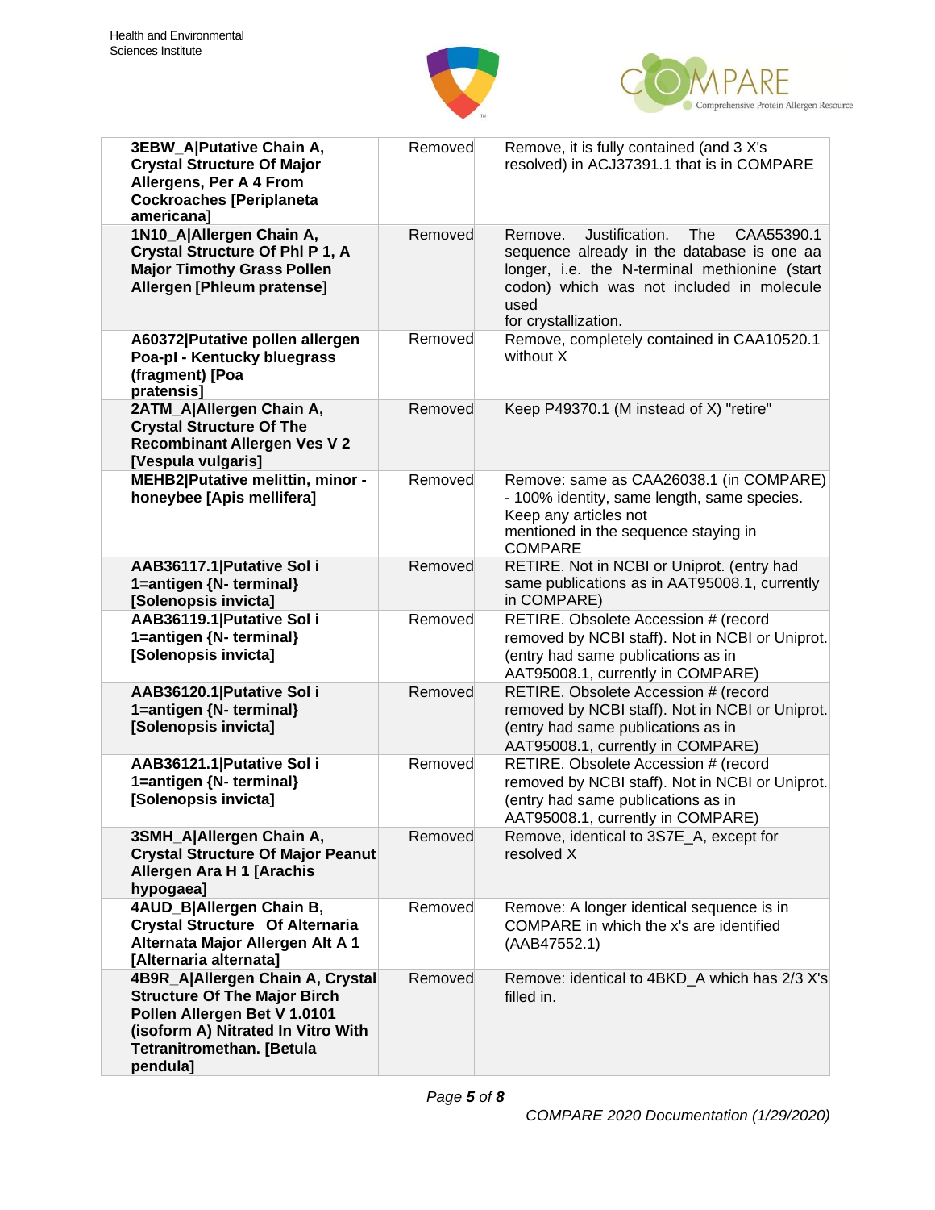| | | |
|---|---|---|
| **3EBW_A\|Putative Chain A, Crystal Structure Of Major Allergens, Per A 4 From Cockroaches [Periplaneta americana]** | Removed | Remove, it is fully contained (and 3 X's resolved) in ACJ37391.1 that is in COMPARE |
| **1N10_A\|Allergen Chain A, Crystal Structure Of Phl P 1, A Major Timothy Grass Pollen Allergen [Phleum pratense]** | Removed | Remove. Justification. The CAA55390.1 sequence already in the database is one aa longer, i.e. the N-terminal methionine (start codon) which was not included in molecule used for crystallization. |
| **A60372\|Putative pollen allergen Poa-pI - Kentucky bluegrass (fragment) [Poa pratensis]** | Removed | Remove, completely contained in CAA10520.1 without X |
| **2ATM_A\|Allergen Chain A, Crystal Structure Of The Recombinant Allergen Ves V 2 [Vespula vulgaris]** | Removed | Keep P49370.1 (M instead of X) "retire" |
| **MEHB2\|Putative melittin, minor - honeybee [Apis mellifera]** | Removed | Remove: same as CAA26038.1 (in COMPARE) - 100% identity, same length, same species. Keep any articles not mentioned in the sequence staying in COMPARE |
| **AAB36117.1\|Putative Sol i 1=antigen {N- terminal} [Solenopsis invicta]** | Removed | RETIRE. Not in NCBI or Uniprot. (entry had same publications as in AAT95008.1, currently in COMPARE) |
| **AAB36119.1\|Putative Sol i 1=antigen {N- terminal} [Solenopsis invicta]** | Removed | RETIRE. Obsolete Accession # (record removed by NCBI staff). Not in NCBI or Uniprot. (entry had same publications as in AAT95008.1, currently in COMPARE) |
| **AAB36120.1\|Putative Sol i 1=antigen {N- terminal} [Solenopsis invicta]** | Removed | RETIRE. Obsolete Accession # (record removed by NCBI staff). Not in NCBI or Uniprot. (entry had same publications as in AAT95008.1, currently in COMPARE) |
| **AAB36121.1\|Putative Sol i 1=antigen {N- terminal} [Solenopsis invicta]** | Removed | RETIRE. Obsolete Accession # (record removed by NCBI staff). Not in NCBI or Uniprot. (entry had same publications as in AAT95008.1, currently in COMPARE) |
| **3SMH_A\|Allergen Chain A, Crystal Structure Of Major Peanut Allergen Ara H 1 [Arachis hypogaea]** | Removed | Remove, identical to 3S7E_A, except for resolved X |
| **4AUD_B\|Allergen Chain B, Crystal Structure Of Alternaria Alternata Major Allergen Alt A 1 [Alternaria alternata]** | Removed | Remove: A longer identical sequence is in COMPARE in which the x's are identified (AAB47552.1) |
| **4B9R_A\|Allergen Chain A, Crystal Structure Of The Major Birch Pollen Allergen Bet V 1.0101 (isoform A) Nitrated In Vitro With Tetranitromethan. [Betula pendula]** | Removed | Remove: identical to 4BKD_A which has 2/3 X's filled in. |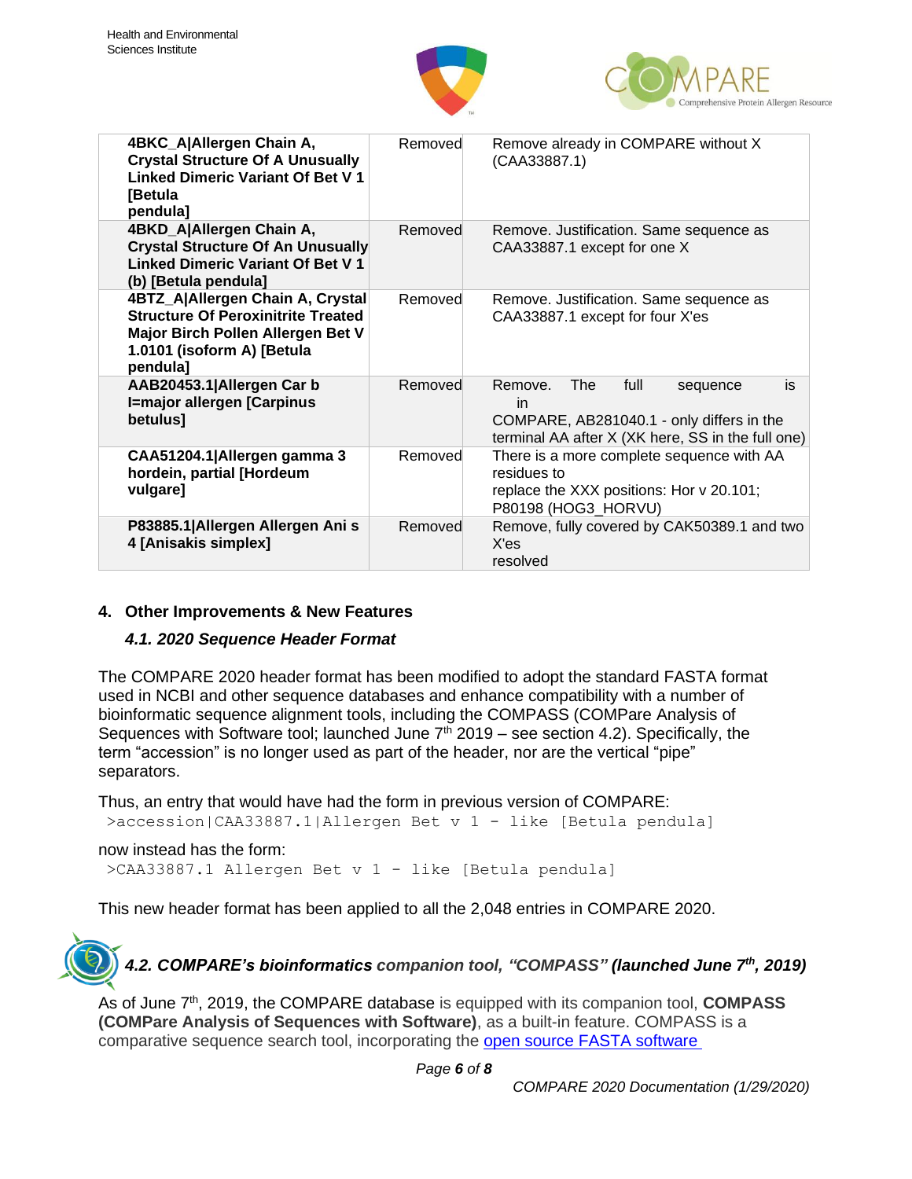| | | |
|---|---|---|
| **4BKC_A\|Allergen Chain A, Crystal Structure Of A Unusually Linked Dimeric Variant Of Bet V 1 [Betula pendula]** | Removed | Remove already in COMPARE without X (CAA33887.1) |
| **4BKD_A\|Allergen Chain A, Crystal Structure Of An Unusually Linked Dimeric Variant Of Bet V 1 (b) [Betula pendula]** | Removed | Remove. Justification. Same sequence as CAA33887.1 except for one X |
| **4BTZ_A\|Allergen Chain A, Crystal Structure Of Peroxinitrite Treated Major Birch Pollen Allergen Bet V 1.0101 (isoform A) [Betula pendula]** | Removed | Remove. Justification. Same sequence as CAA33887.1 except for four X'es |
| **AAB20453.1\|Allergen Car b I=major allergen [Carpinus betulus]** | Removed | Remove. The full sequence is in COMPARE, AB281040.1 - only differs in the terminal AA after X (XK here, SS in the full one) |
| **CAA51204.1\|Allergen gamma 3 hordein, partial [Hordeum vulgare]** | Removed | There is a more complete sequence with AA residues to replace the XXX positions: Hor v 20.101; P80198 (HOG3_HORVU) |
| **P83885.1\|Allergen Allergen Ani s 4 [Anisakis simplex]** | Removed | Remove, fully covered by CAK50389.1 and two X'es resolved |

## 4. Other Improvements & New Features

### *4.1. 2020 Sequence Header Format*

The COMPARE 2020 header format has been modified to adopt the standard FASTA format used in NCBI and other sequence databases and enhance compatibility with a number of bioinformatic sequence alignment tools, including the COMPASS (COMPare Analysis of Sequences with Software tool; launched June 7th 2019 – see section 4.2). Specifically, the term "accession" is no longer used as part of the header, nor are the vertical "pipe" separators.

Thus, an entry that would have had the form in previous version of COMPARE:

```
>accession|CAA33887.1|Allergen Bet v 1 - like [Betula pendula]
```

now instead has the form:

```
>CAA33887.1 Allergen Bet v 1 - like [Betula pendula]
```

This new header format has been applied to all the 2,048 entries in COMPARE 2020.

### *4.2. COMPARE's bioinformatics companion tool, "COMPASS" (launched June 7th, 2019)*

As of June 7th, 2019, the COMPARE database is equipped with its companion tool, **COMPASS (COMPare Analysis of Sequences with Software)**, as a built-in feature. COMPASS is a comparative sequence search tool, incorporating the open source FASTA software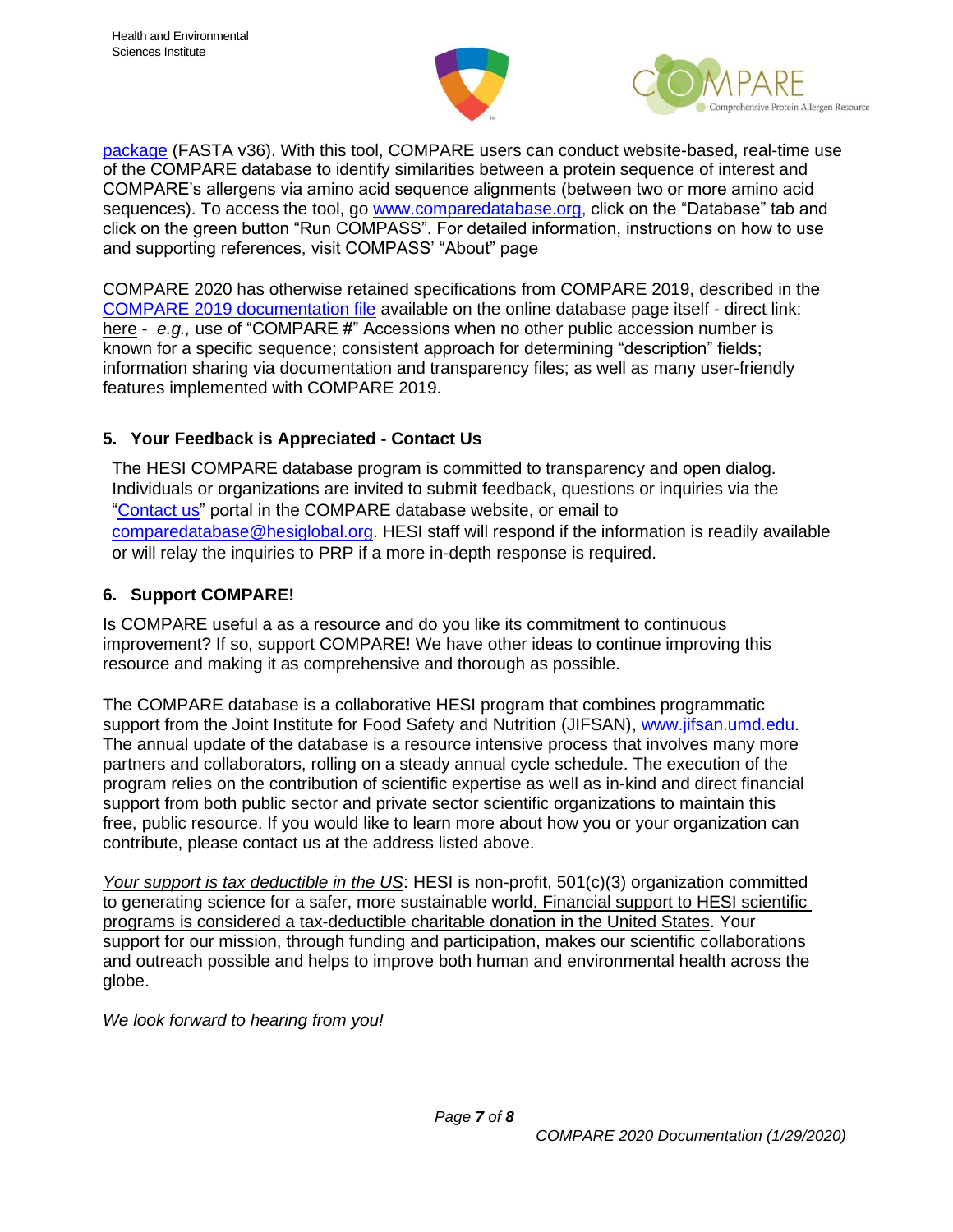package (FASTA v36). With this tool, COMPARE users can conduct website-based, real-time use of the COMPARE database to identify similarities between a protein sequence of interest and COMPARE's allergens via amino acid sequence alignments (between two or more amino acid sequences). To access the tool, go www.comparedatabase.org, click on the "Database" tab and click on the green button "Run COMPASS". For detailed information, instructions on how to use and supporting references, visit COMPASS' "About" page

COMPARE 2020 has otherwise retained specifications from COMPARE 2019, described in the COMPARE 2019 documentation file available on the online database page itself - direct link: here - *e.g.,* use of "COMPARE #" Accessions when no other public accession number is known for a specific sequence; consistent approach for determining "description" fields; information sharing via documentation and transparency files; as well as many user-friendly features implemented with COMPARE 2019.

## 5. Your Feedback is Appreciated - Contact Us

The HESI COMPARE database program is committed to transparency and open dialog. Individuals or organizations are invited to submit feedback, questions or inquiries via the "Contact us" portal in the COMPARE database website, or email to comparedatabase@hesiglobal.org. HESI staff will respond if the information is readily available or will relay the inquiries to PRP if a more in-depth response is required.

## 6. Support COMPARE!

Is COMPARE useful a as a resource and do you like its commitment to continuous improvement? If so, support COMPARE! We have other ideas to continue improving this resource and making it as comprehensive and thorough as possible.

The COMPARE database is a collaborative HESI program that combines programmatic support from the Joint Institute for Food Safety and Nutrition (JIFSAN), www.jifsan.umd.edu. The annual update of the database is a resource intensive process that involves many more partners and collaborators, rolling on a steady annual cycle schedule. The execution of the program relies on the contribution of scientific expertise as well as in-kind and direct financial support from both public sector and private sector scientific organizations to maintain this free, public resource. If you would like to learn more about how you or your organization can contribute, please contact us at the address listed above.

*Your support is tax deductible in the US*: HESI is non-profit, 501(c)(3) organization committed to generating science for a safer, more sustainable world. Financial support to HESI scientific programs is considered a tax-deductible charitable donation in the United States. Your support for our mission, through funding and participation, makes our scientific collaborations and outreach possible and helps to improve both human and environmental health across the globe.

*We look forward to hearing from you!*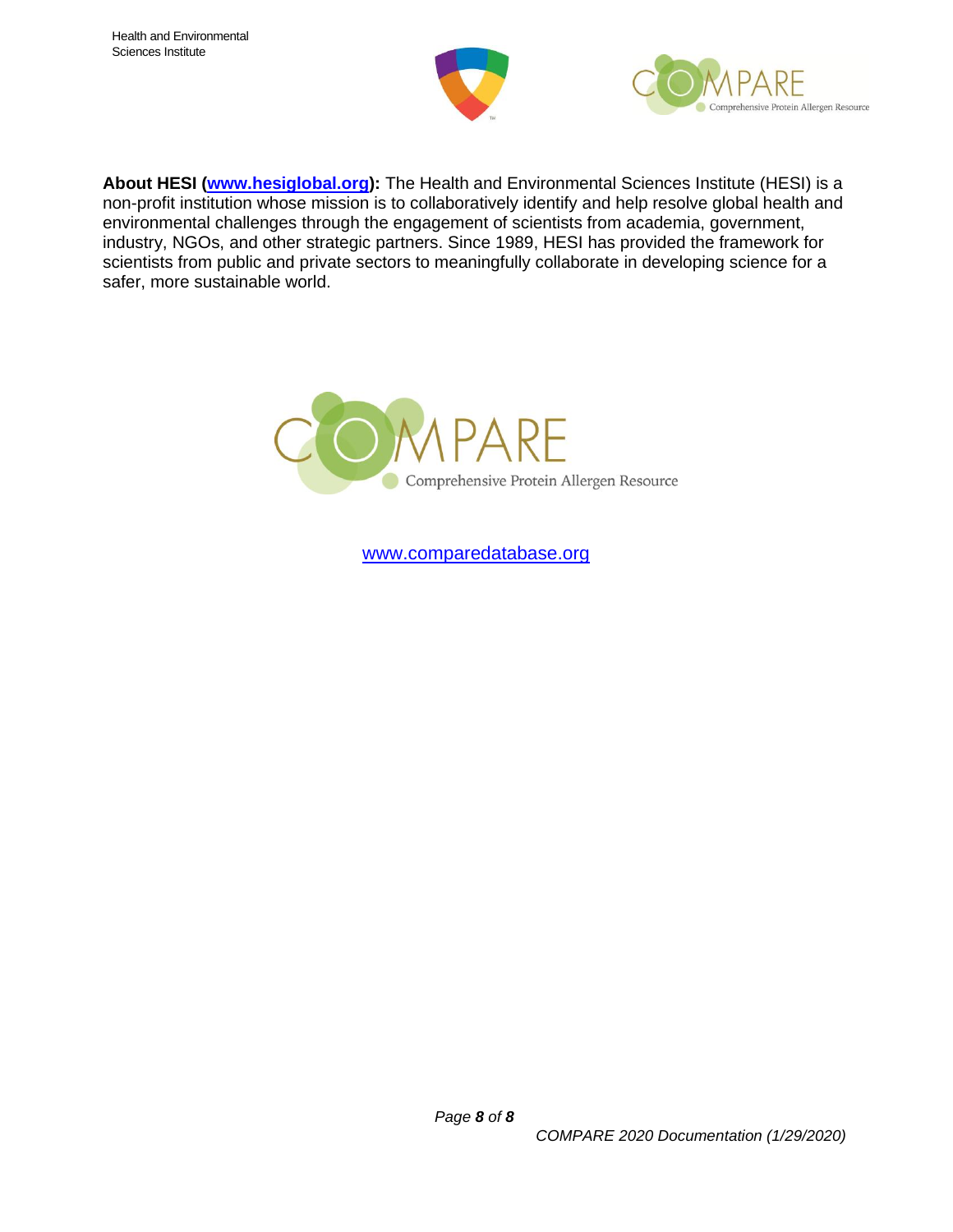**About HESI (www.hesiglobal.org):** The Health and Environmental Sciences Institute (HESI) is a non-profit institution whose mission is to collaboratively identify and help resolve global health and environmental challenges through the engagement of scientists from academia, government, industry, NGOs, and other strategic partners. Since 1989, HESI has provided the framework for scientists from public and private sectors to meaningfully collaborate in developing science for a safer, more sustainable world.

COMPARE

Comprehensive Protein Allergen Resource

www.comparedatabase.org